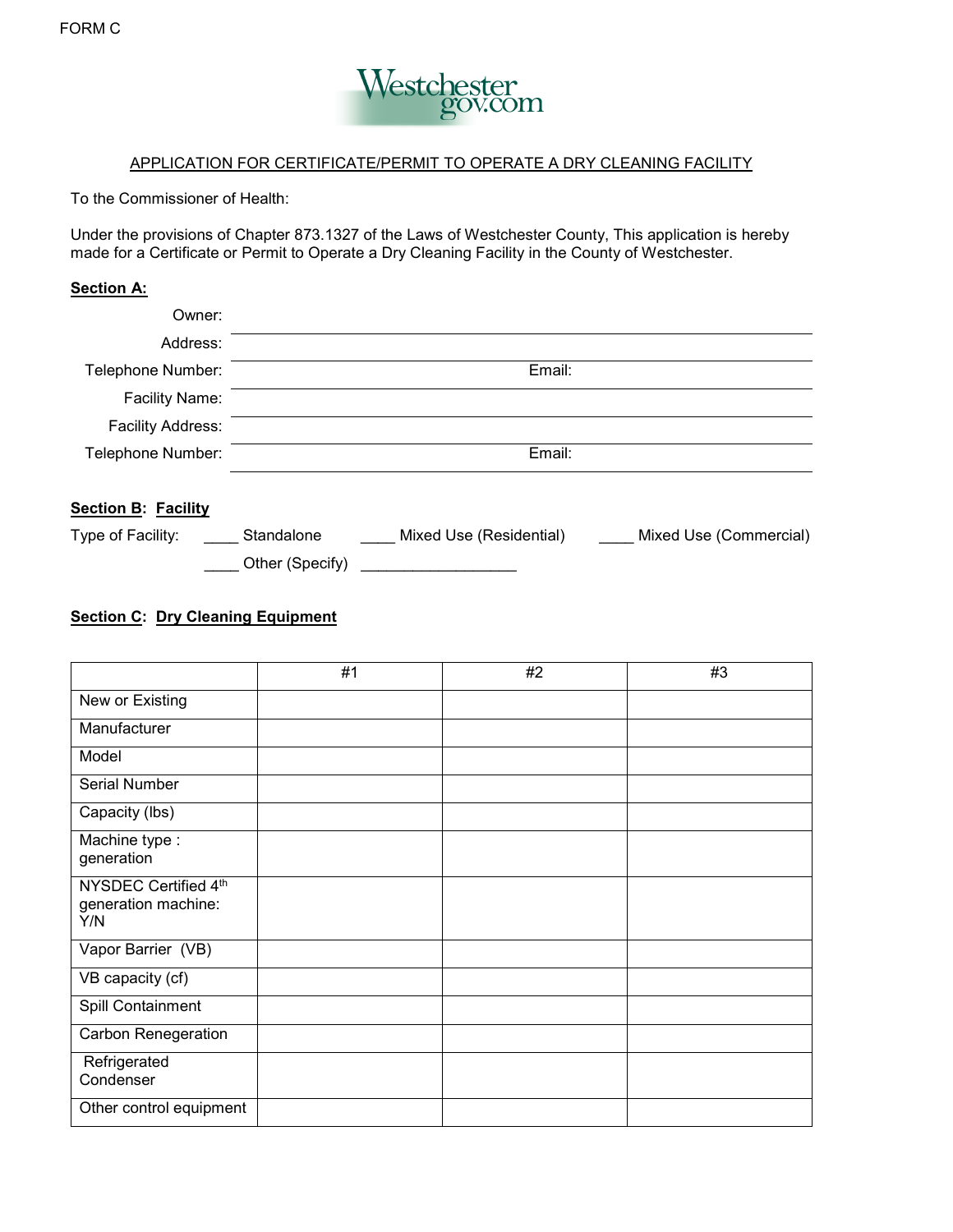FORM C

Westchester gov.com

APPLICATION FOR CERTIFICATE/PERMIT TO OPERATE A DRY CLEANING FACILITY

To the Commissioner of Health:

Under the provisions of Chapter 873.1327 of the Laws of Westchester County, This application is hereby made for a Certificate or Permit to Operate a Dry Cleaning Facility in the County of Westchester.

**Section A:**

Owner: ____________________________________________

Address: ____________________________________________

Telephone Number: ____________________ Email: ____________________

Facility Name: ____________________________________________

Facility Address: ____________________________________________

Telephone Number: ____________________ Email: ____________________

**Section B: Facility**

Type of Facility: ____ Standalone ____ Mixed Use (Residential) ____ Mixed Use (Commercial)

____ Other (Specify) __________________

**Section C: Dry Cleaning Equipment**

| | #1 | #2 | #3 |
|---|---|---|---|
| New or Existing | | | |
| Manufacturer | | | |
| Model | | | |
| Serial Number | | | |
| Capacity (lbs) | | | |
| Machine type : generation | | | |
| NYSDEC Certified 4th generation machine: Y/N | | | |
| Vapor Barrier (VB) | | | |
| VB capacity (cf) | | | |
| Spill Containment | | | |
| Carbon Renegeration | | | |
| Refrigerated Condenser | | | |
| Other control equipment | | | |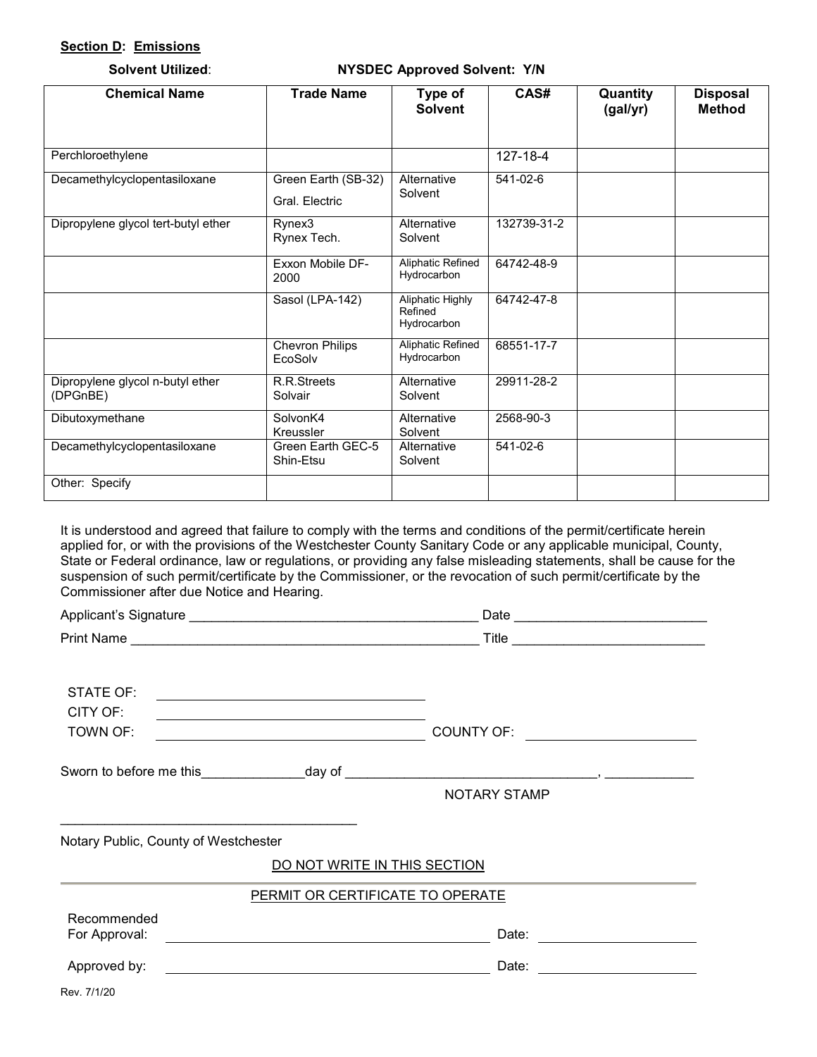**Section D: Emissions**

**Solvent Utilized**: **NYSDEC Approved Solvent: Y/N**

| Chemical Name | Trade Name | Type of Solvent | CAS# | Quantity (gal/yr) | Disposal Method |
|---|---|---|---|---|---|
| Perchloroethylene | | | 127-18-4 | | |
| Decamethylcyclopentasiloxane | Green Earth (SB-32) Gral. Electric | Alternative Solvent | 541-02-6 | | |
| Dipropylene glycol tert-butyl ether | Rynex3 Rynex Tech. | Alternative Solvent | 132739-31-2 | | |
| | Exxon Mobile DF-2000 | Aliphatic Refined Hydrocarbon | 64742-48-9 | | |
| | Sasol (LPA-142) | Aliphatic Highly Refined Hydrocarbon | 64742-47-8 | | |
| | Chevron Philips EcoSolv | Aliphatic Refined Hydrocarbon | 68551-17-7 | | |
| Dipropylene glycol n-butyl ether (DPGnBE) | R.R.Streets Solvair | Alternative Solvent | 29911-28-2 | | |
| Dibutoxymethane | SolvonK4 Kreussler | Alternative Solvent | 2568-90-3 | | |
| Decamethylcyclopentasiloxane | Green Earth GEC-5 Shin-Etsu | Alternative Solvent | 541-02-6 | | |
| Other: Specify | | | | | |

It is understood and agreed that failure to comply with the terms and conditions of the permit/certificate herein applied for, or with the provisions of the Westchester County Sanitary Code or any applicable municipal, County, State or Federal ordinance, law or regulations, or providing any false misleading statements, shall be cause for the suspension of such permit/certificate by the Commissioner, or the revocation of such permit/certificate by the Commissioner after due Notice and Hearing.

Applicant's Signature ________________________________________ Date __________________________

Print Name ________________________________________________ Title __________________________

STATE OF: ____________________________________

CITY OF: ____________________________________

TOWN OF: ____________________________________ COUNTY OF: ______________________

Sworn to before me this______________day of __________________________________, ____________

NOTARY STAMP

________________________________________

Notary Public, County of Westchester

DO NOT WRITE IN THIS SECTION

PERMIT OR CERTIFICATE TO OPERATE

Recommended For Approval: ____________________________________________ Date: ______________________

Approved by: ____________________________________________ Date: ______________________

Rev. 7/1/20